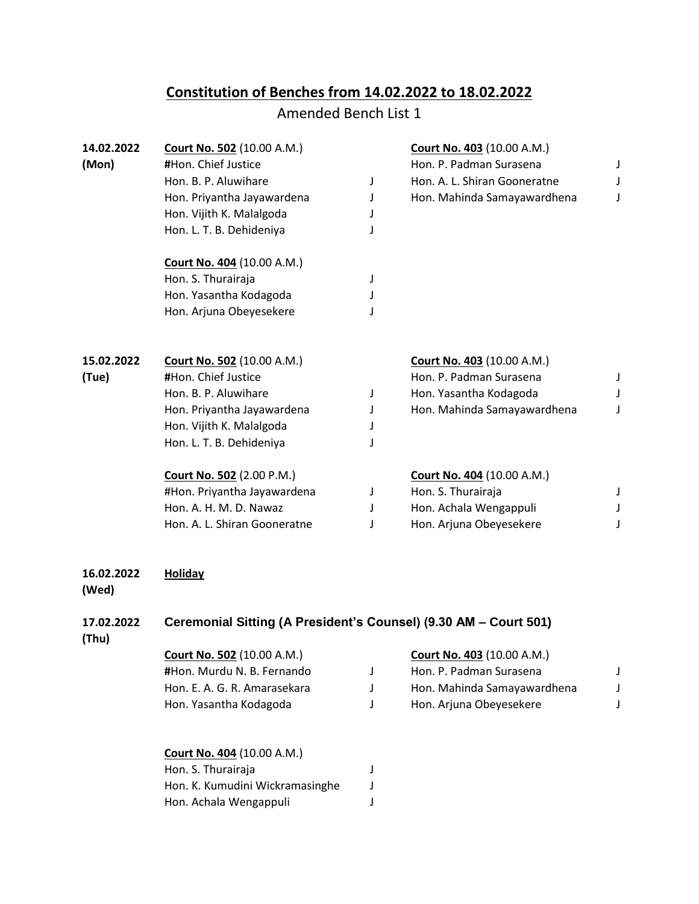# Constitution of Benches from 14.02.2022 to 18.02.2022

Amended Bench List 1

**14.02.2022 (Mon)**

**Court No. 502** (10.00 A.M.)

**#**Hon. Chief Justice
Hon. B. P. Aluwihare J
Hon. Priyantha Jayawardena J
Hon. Vijith K. Malalgoda J
Hon. L. T. B. Dehideniya J

**Court No. 403** (10.00 A.M.)

Hon. P. Padman Surasena J
Hon. A. L. Shiran Gooneratne J
Hon. Mahinda Samayawardhena J

**Court No. 404** (10.00 A.M.)

Hon. S. Thurairaja J
Hon. Yasantha Kodagoda J
Hon. Arjuna Obeyesekere J

**15.02.2022 (Tue)**

**Court No. 502** (10.00 A.M.)

**#**Hon. Chief Justice
Hon. B. P. Aluwihare J
Hon. Priyantha Jayawardena J
Hon. Vijith K. Malalgoda J
Hon. L. T. B. Dehideniya J

**Court No. 403** (10.00 A.M.)

Hon. P. Padman Surasena J
Hon. Yasantha Kodagoda J
Hon. Mahinda Samayawardhena J

**Court No. 502** (2.00 P.M.)

#Hon. Priyantha Jayawardena J
Hon. A. H. M. D. Nawaz J
Hon. A. L. Shiran Gooneratne J

**Court No. 404** (10.00 A.M.)

Hon. S. Thurairaja J
Hon. Achala Wengappuli J
Hon. Arjuna Obeyesekere J

**16.02.2022 (Wed)**

**Holiday**

**17.02.2022 (Thu)**

**Ceremonial Sitting (A President's Counsel) (9.30 AM – Court 501)**

**Court No. 502** (10.00 A.M.)

**#**Hon. Murdu N. B. Fernando J
Hon. E. A. G. R. Amarasekara J
Hon. Yasantha Kodagoda J

**Court No. 403** (10.00 A.M.)

Hon. P. Padman Surasena J
Hon. Mahinda Samayawardhena J
Hon. Arjuna Obeyesekere J

**Court No. 404** (10.00 A.M.)

Hon. S. Thurairaja J
Hon. K. Kumudini Wickramasinghe J
Hon. Achala Wengappuli J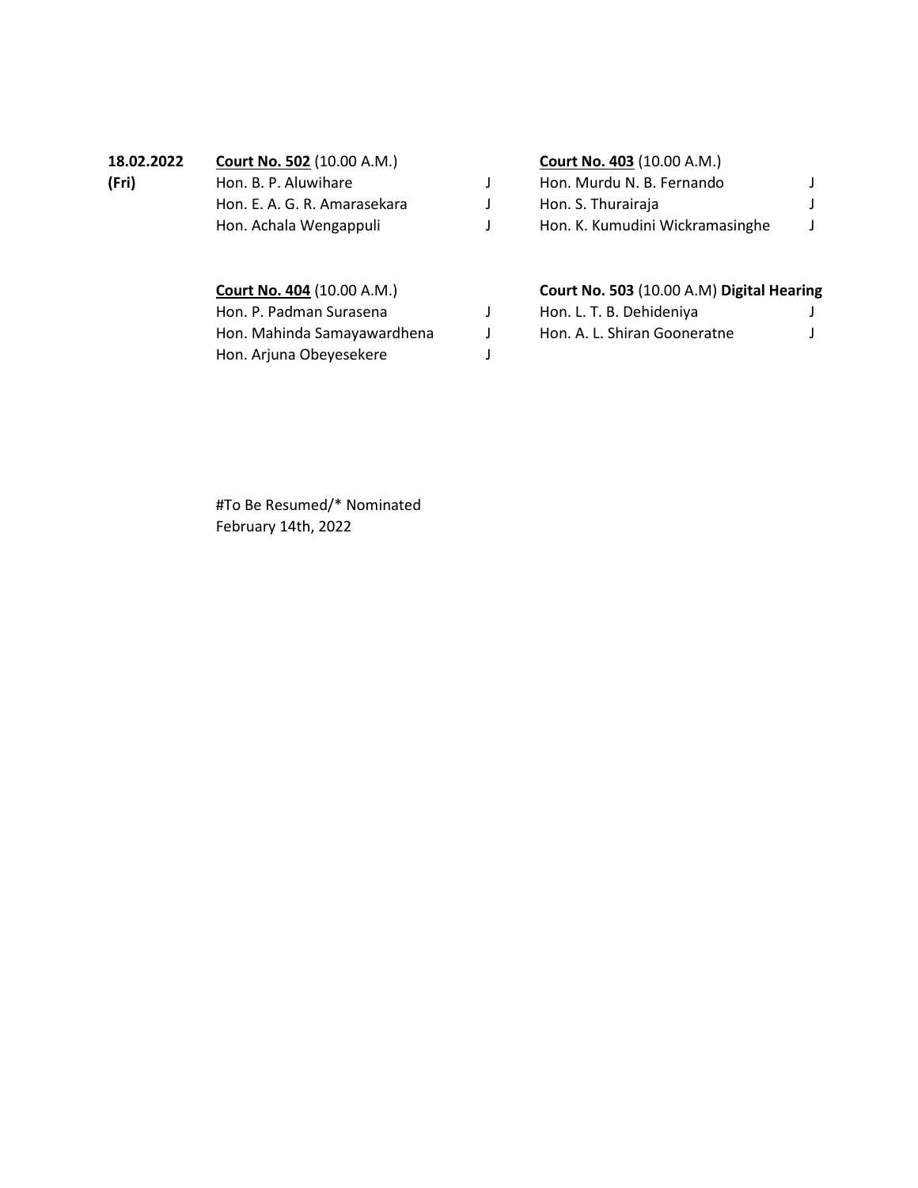**18.02.2022 (Fri)**

**<u>Court No. 502</u>** (10.00 A.M.)

| | |
|---|---|
| Hon. B. P. Aluwihare | J |
| Hon. E. A. G. R. Amarasekara | J |
| Hon. Achala Wengappuli | J |

**<u>Court No. 403</u>** (10.00 A.M.)

| | |
|---|---|
| Hon. Murdu N. B. Fernando | J |
| Hon. S. Thurairaja | J |
| Hon. K. Kumudini Wickramasinghe | J |

**<u>Court No. 404</u>** (10.00 A.M.)

| | |
|---|---|
| Hon. P. Padman Surasena | J |
| Hon. Mahinda Samayawardhena | J |
| Hon. Arjuna Obeyesekere | J |

**Court No. 503** (10.00 A.M) **Digital Hearing**

| | |
|---|---|
| Hon. L. T. B. Dehideniya | J |
| Hon. A. L. Shiran Gooneratne | J |

#To Be Resumed/* Nominated
February 14th, 2022